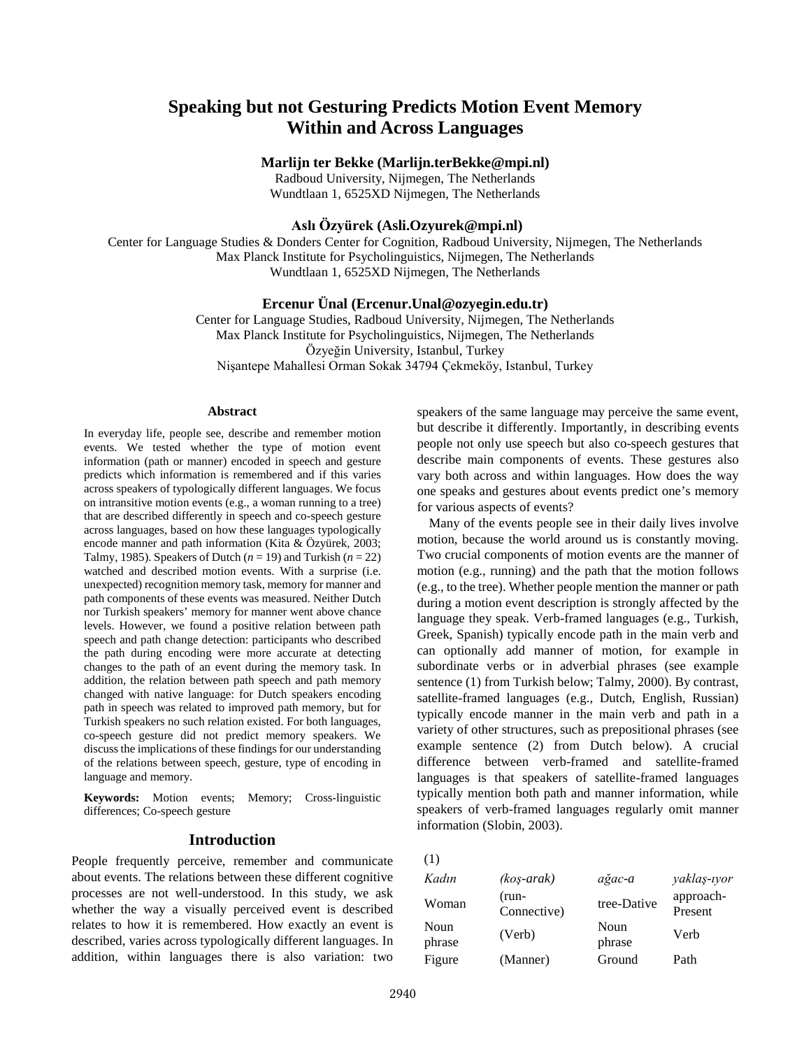# Speaking but not Gesturing Predicts Motion Event Memory Within and Across Languages

**Marlijn ter Bekke (Marlijn.terBekke@mpi.nl)**
Radboud University, Nijmegen, The Netherlands
Wundtlaan 1, 6525XD Nijmegen, The Netherlands

**Aslı Özyürek (Asli.Ozyurek@mpi.nl)**
Center for Language Studies & Donders Center for Cognition, Radboud University, Nijmegen, The Netherlands
Max Planck Institute for Psycholinguistics, Nijmegen, The Netherlands
Wundtlaan 1, 6525XD Nijmegen, The Netherlands

**Ercenur Ünal (Ercenur.Unal@ozyegin.edu.tr)**
Center for Language Studies, Radboud University, Nijmegen, The Netherlands
Max Planck Institute for Psycholinguistics, Nijmegen, The Netherlands
Özyeğin University, Istanbul, Turkey
Nişantepe Mahallesi Orman Sokak 34794 Çekmeköy, Istanbul, Turkey

## Abstract

In everyday life, people see, describe and remember motion events. We tested whether the type of motion event information (path or manner) encoded in speech and gesture predicts which information is remembered and if this varies across speakers of typologically different languages. We focus on intransitive motion events (e.g., a woman running to a tree) that are described differently in speech and co-speech gesture across languages, based on how these languages typologically encode manner and path information (Kita & Özyürek, 2003; Talmy, 1985). Speakers of Dutch ($n$ = 19) and Turkish ($n$ = 22) watched and described motion events. With a surprise (i.e. unexpected) recognition memory task, memory for manner and path components of these events was measured. Neither Dutch nor Turkish speakers' memory for manner went above chance levels. However, we found a positive relation between path speech and path change detection: participants who described the path during encoding were more accurate at detecting changes to the path of an event during the memory task. In addition, the relation between path speech and path memory changed with native language: for Dutch speakers encoding path in speech was related to improved path memory, but for Turkish speakers no such relation existed. For both languages, co-speech gesture did not predict memory speakers. We discuss the implications of these findings for our understanding of the relations between speech, gesture, type of encoding in language and memory.

**Keywords:** Motion events; Memory; Cross-linguistic differences; Co-speech gesture

## Introduction

People frequently perceive, remember and communicate about events. The relations between these different cognitive processes are not well-understood. In this study, we ask whether the way a visually perceived event is described relates to how it is remembered. How exactly an event is described, varies across typologically different languages. In addition, within languages there is also variation: two speakers of the same language may perceive the same event, but describe it differently. Importantly, in describing events people not only use speech but also co-speech gestures that describe main components of events. These gestures also vary both across and within languages. How does the way one speaks and gestures about events predict one's memory for various aspects of events?

Many of the events people see in their daily lives involve motion, because the world around us is constantly moving. Two crucial components of motion events are the manner of motion (e.g., running) and the path that the motion follows (e.g., to the tree). Whether people mention the manner or path during a motion event description is strongly affected by the language they speak. Verb-framed languages (e.g., Turkish, Greek, Spanish) typically encode path in the main verb and can optionally add manner of motion, for example in subordinate verbs or in adverbial phrases (see example sentence (1) from Turkish below; Talmy, 2000). By contrast, satellite-framed languages (e.g., Dutch, English, Russian) typically encode manner in the main verb and path in a variety of other structures, such as prepositional phrases (see example sentence (2) from Dutch below). A crucial difference between verb-framed and satellite-framed languages is that speakers of satellite-framed languages typically mention both path and manner information, while speakers of verb-framed languages regularly omit manner information (Slobin, 2003).

(1)

| *Kadın* | *(koş-arak)* | *ağac-a* | *yaklaş-ıyor* |
|---|---|---|---|
| Woman | (run-Connective) | tree-Dative | approach-Present |
| Noun phrase | (Verb) | Noun phrase | Verb |
| Figure | (Manner) | Ground | Path |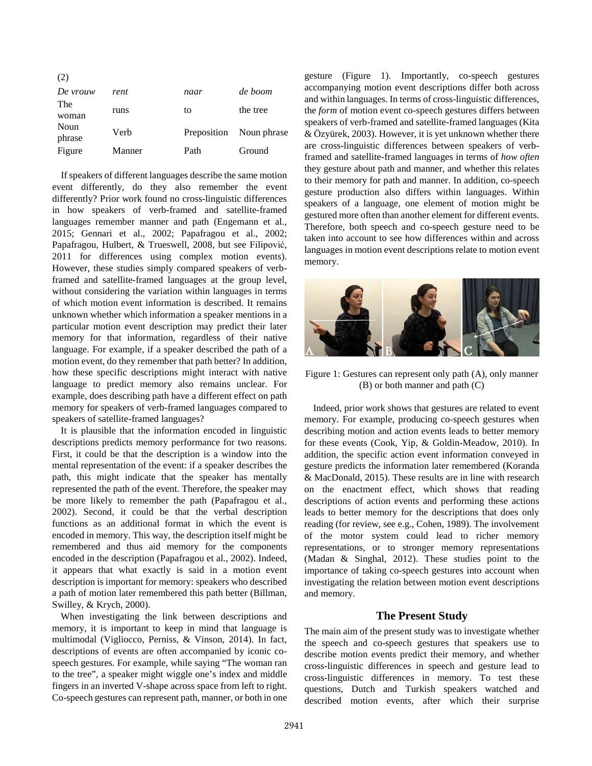(2)

| *De vrouw* | *rent* | *naar* | *de boom* |
|---|---|---|---|
| The woman | runs | to | the tree |
| Noun phrase | Verb | Preposition | Noun phrase |
| Figure | Manner | Path | Ground |

If speakers of different languages describe the same motion event differently, do they also remember the event differently? Prior work found no cross-linguistic differences in how speakers of verb-framed and satellite-framed languages remember manner and path (Engemann et al., 2015; Gennari et al., 2002; Papafragou et al., 2002; Papafragou, Hulbert, & Trueswell, 2008, but see Filipović, 2011 for differences using complex motion events). However, these studies simply compared speakers of verb-framed and satellite-framed languages at the group level, without considering the variation within languages in terms of which motion event information is described. It remains unknown whether which information a speaker mentions in a particular motion event description may predict their later memory for that information, regardless of their native language. For example, if a speaker described the path of a motion event, do they remember that path better? In addition, how these specific descriptions might interact with native language to predict memory also remains unclear. For example, does describing path have a different effect on path memory for speakers of verb-framed languages compared to speakers of satellite-framed languages?

It is plausible that the information encoded in linguistic descriptions predicts memory performance for two reasons. First, it could be that the description is a window into the mental representation of the event: if a speaker describes the path, this might indicate that the speaker has mentally represented the path of the event. Therefore, the speaker may be more likely to remember the path (Papafragou et al., 2002). Second, it could be that the verbal description functions as an additional format in which the event is encoded in memory. This way, the description itself might be remembered and thus aid memory for the components encoded in the description (Papafragou et al., 2002). Indeed, it appears that what exactly is said in a motion event description is important for memory: speakers who described a path of motion later remembered this path better (Billman, Swilley, & Krych, 2000).

When investigating the link between descriptions and memory, it is important to keep in mind that language is multimodal (Vigliocco, Perniss, & Vinson, 2014). In fact, descriptions of events are often accompanied by iconic co-speech gestures. For example, while saying "The woman ran to the tree", a speaker might wiggle one's index and middle fingers in an inverted V-shape across space from left to right. Co-speech gestures can represent path, manner, or both in one gesture (Figure 1). Importantly, co-speech gestures accompanying motion event descriptions differ both across and within languages. In terms of cross-linguistic differences, the *form* of motion event co-speech gestures differs between speakers of verb-framed and satellite-framed languages (Kita & Özyürek, 2003). However, it is yet unknown whether there are cross-linguistic differences between speakers of verb-framed and satellite-framed languages in terms of *how often* they gesture about path and manner, and whether this relates to their memory for path and manner. In addition, co-speech gesture production also differs within languages. Within speakers of a language, one element of motion might be gestured more often than another element for different events. Therefore, both speech and co-speech gesture need to be taken into account to see how differences within and across languages in motion event descriptions relate to motion event memory.

Figure 1: Gestures can represent only path (A), only manner (B) or both manner and path (C)

Indeed, prior work shows that gestures are related to event memory. For example, producing co-speech gestures when describing motion and action events leads to better memory for these events (Cook, Yip, & Goldin-Meadow, 2010). In addition, the specific action event information conveyed in gesture predicts the information later remembered (Koranda & MacDonald, 2015). These results are in line with research on the enactment effect, which shows that reading descriptions of action events and performing these actions leads to better memory for the descriptions that does only reading (for review, see e.g., Cohen, 1989). The involvement of the motor system could lead to richer memory representations, or to stronger memory representations (Madan & Singhal, 2012). These studies point to the importance of taking co-speech gestures into account when investigating the relation between motion event descriptions and memory.

## The Present Study

The main aim of the present study was to investigate whether the speech and co-speech gestures that speakers use to describe motion events predict their memory, and whether cross-linguistic differences in speech and gesture lead to cross-linguistic differences in memory. To test these questions, Dutch and Turkish speakers watched and described motion events, after which their surprise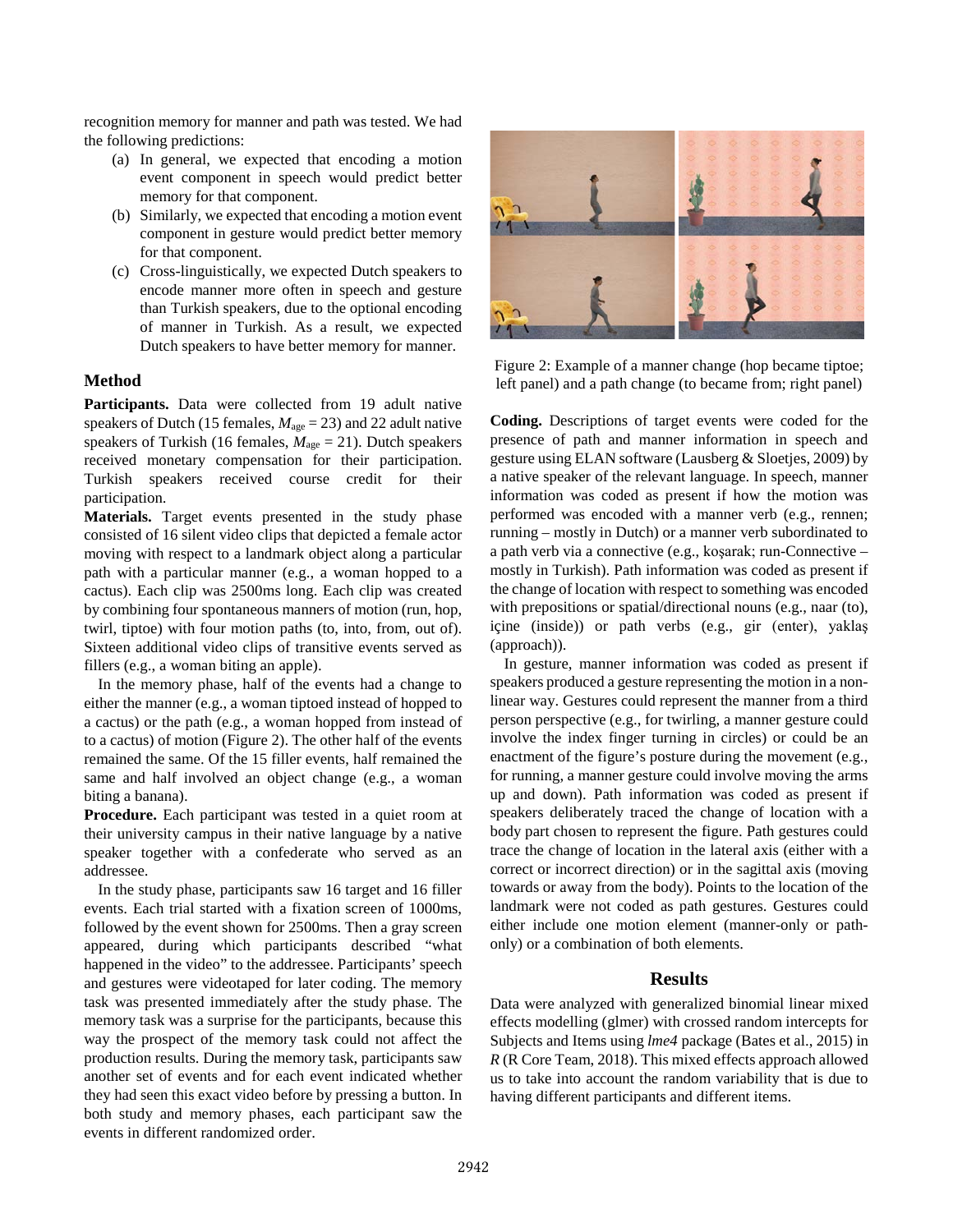recognition memory for manner and path was tested. We had the following predictions:

(a) In general, we expected that encoding a motion event component in speech would predict better memory for that component.
(b) Similarly, we expected that encoding a motion event component in gesture would predict better memory for that component.
(c) Cross-linguistically, we expected Dutch speakers to encode manner more often in speech and gesture than Turkish speakers, due to the optional encoding of manner in Turkish. As a result, we expected Dutch speakers to have better memory for manner.

## Method

**Participants.** Data were collected from 19 adult native speakers of Dutch (15 females, $M_{age} = 23$) and 22 adult native speakers of Turkish (16 females, $M_{age} = 21$). Dutch speakers received monetary compensation for their participation. Turkish speakers received course credit for their participation.

**Materials.** Target events presented in the study phase consisted of 16 silent video clips that depicted a female actor moving with respect to a landmark object along a particular path with a particular manner (e.g., a woman hopped to a cactus). Each clip was 2500ms long. Each clip was created by combining four spontaneous manners of motion (run, hop, twirl, tiptoe) with four motion paths (to, into, from, out of). Sixteen additional video clips of transitive events served as fillers (e.g., a woman biting an apple).

In the memory phase, half of the events had a change to either the manner (e.g., a woman tiptoed instead of hopped to a cactus) or the path (e.g., a woman hopped from instead of to a cactus) of motion (Figure 2). The other half of the events remained the same. Of the 15 filler events, half remained the same and half involved an object change (e.g., a woman biting a banana).

**Procedure.** Each participant was tested in a quiet room at their university campus in their native language by a native speaker together with a confederate who served as an addressee.

In the study phase, participants saw 16 target and 16 filler events. Each trial started with a fixation screen of 1000ms, followed by the event shown for 2500ms. Then a gray screen appeared, during which participants described "what happened in the video" to the addressee. Participants' speech and gestures were videotaped for later coding. The memory task was presented immediately after the study phase. The memory task was a surprise for the participants, because this way the prospect of the memory task could not affect the production results. During the memory task, participants saw another set of events and for each event indicated whether they had seen this exact video before by pressing a button. In both study and memory phases, each participant saw the events in different randomized order.

Figure 2: Example of a manner change (hop became tiptoe; left panel) and a path change (to became from; right panel)

**Coding.** Descriptions of target events were coded for the presence of path and manner information in speech and gesture using ELAN software (Lausberg & Sloetjes, 2009) by a native speaker of the relevant language. In speech, manner information was coded as present if how the motion was performed was encoded with a manner verb (e.g., rennen; running – mostly in Dutch) or a manner verb subordinated to a path verb via a connective (e.g., koşarak; run-Connective – mostly in Turkish). Path information was coded as present if the change of location with respect to something was encoded with prepositions or spatial/directional nouns (e.g., naar (to), içine (inside)) or path verbs (e.g., gir (enter), yaklaş (approach)).

In gesture, manner information was coded as present if speakers produced a gesture representing the motion in a non-linear way. Gestures could represent the manner from a third person perspective (e.g., for twirling, a manner gesture could involve the index finger turning in circles) or could be an enactment of the figure's posture during the movement (e.g., for running, a manner gesture could involve moving the arms up and down). Path information was coded as present if speakers deliberately traced the change of location with a body part chosen to represent the figure. Path gestures could trace the change of location in the lateral axis (either with a correct or incorrect direction) or in the sagittal axis (moving towards or away from the body). Points to the location of the landmark were not coded as path gestures. Gestures could either include one motion element (manner-only or path-only) or a combination of both elements.

## Results

Data were analyzed with generalized binomial linear mixed effects modelling (glmer) with crossed random intercepts for Subjects and Items using *lme4* package (Bates et al., 2015) in *R* (R Core Team, 2018). This mixed effects approach allowed us to take into account the random variability that is due to having different participants and different items.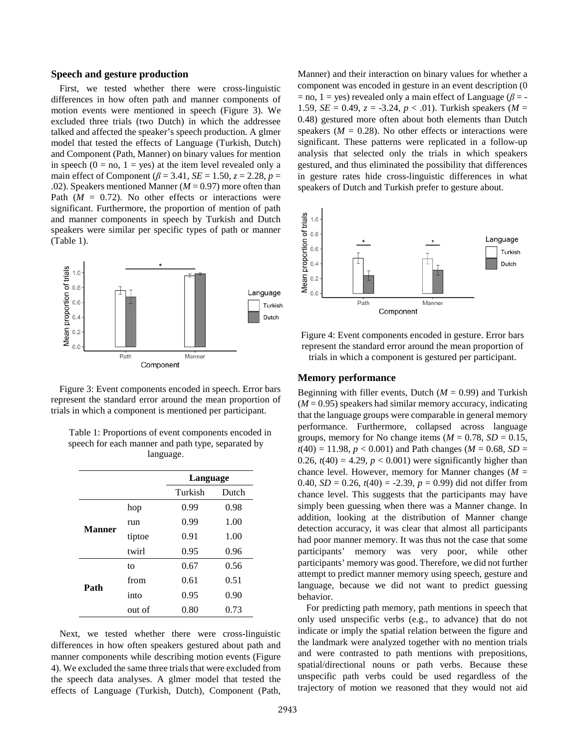### Speech and gesture production

First, we tested whether there were cross-linguistic differences in how often path and manner components of motion events were mentioned in speech (Figure 3). We excluded three trials (two Dutch) in which the addressee talked and affected the speaker's speech production. A glmer model that tested the effects of Language (Turkish, Dutch) and Component (Path, Manner) on binary values for mention in speech (0 = no, 1 = yes) at the item level revealed only a main effect of Component ($\beta = 3.41$, $SE = 1.50$, $z = 2.28$, $p = .02$). Speakers mentioned Manner ($M = 0.97$) more often than Path ($M = 0.72$). No other effects or interactions were significant. Furthermore, the proportion of mention of path and manner components in speech by Turkish and Dutch speakers were similar per specific types of path or manner (Table 1).

Figure 3: Event components encoded in speech. Error bars represent the standard error around the mean proportion of trials in which a component is mentioned per participant.

Table 1: Proportions of event components encoded in speech for each manner and path type, separated by language.

| | | Language | |
|---|---|---|---|
| | | Turkish | Dutch |
| **Manner** | hop | 0.99 | 0.98 |
| | run | 0.99 | 1.00 |
| | tiptoe | 0.91 | 1.00 |
| | twirl | 0.95 | 0.96 |
| **Path** | to | 0.67 | 0.56 |
| | from | 0.61 | 0.51 |
| | into | 0.95 | 0.90 |
| | out of | 0.80 | 0.73 |

Next, we tested whether there were cross-linguistic differences in how often speakers gestured about path and manner components while describing motion events (Figure 4). We excluded the same three trials that were excluded from the speech data analyses. A glmer model that tested the effects of Language (Turkish, Dutch), Component (Path, Manner) and their interaction on binary values for whether a component was encoded in gesture in an event description (0 = no, 1 = yes) revealed only a main effect of Language ($\beta = -1.59$, $SE = 0.49$, $z = -3.24$, $p < .01$). Turkish speakers ($M = 0.48$) gestured more often about both elements than Dutch speakers ($M = 0.28$). No other effects or interactions were significant. These patterns were replicated in a follow-up analysis that selected only the trials in which speakers gestured, and thus eliminated the possibility that differences in gesture rates hide cross-linguistic differences in what speakers of Dutch and Turkish prefer to gesture about.

Figure 4: Event components encoded in gesture. Error bars represent the standard error around the mean proportion of trials in which a component is gestured per participant.

### Memory performance

Beginning with filler events, Dutch ($M = 0.99$) and Turkish ($M = 0.95$) speakers had similar memory accuracy, indicating that the language groups were comparable in general memory performance. Furthermore, collapsed across language groups, memory for No change items ($M = 0.78$, $SD = 0.15$, $t(40) = 11.98$, $p < 0.001$) and Path changes ($M = 0.68$, $SD = 0.26$, $t(40) = 4.29$, $p < 0.001$) were significantly higher than chance level. However, memory for Manner changes ($M = 0.40$, $SD = 0.26$, $t(40) = -2.39$, $p = 0.99$) did not differ from chance level. This suggests that the participants may have simply been guessing when there was a Manner change. In addition, looking at the distribution of Manner change detection accuracy, it was clear that almost all participants had poor manner memory. It was thus not the case that some participants' memory was very poor, while other participants' memory was good. Therefore, we did not further attempt to predict manner memory using speech, gesture and language, because we did not want to predict guessing behavior.

For predicting path memory, path mentions in speech that only used unspecific verbs (e.g., to advance) that do not indicate or imply the spatial relation between the figure and the landmark were analyzed together with no mention trials and were contrasted to path mentions with prepositions, spatial/directional nouns or path verbs. Because these unspecific path verbs could be used regardless of the trajectory of motion we reasoned that they would not aid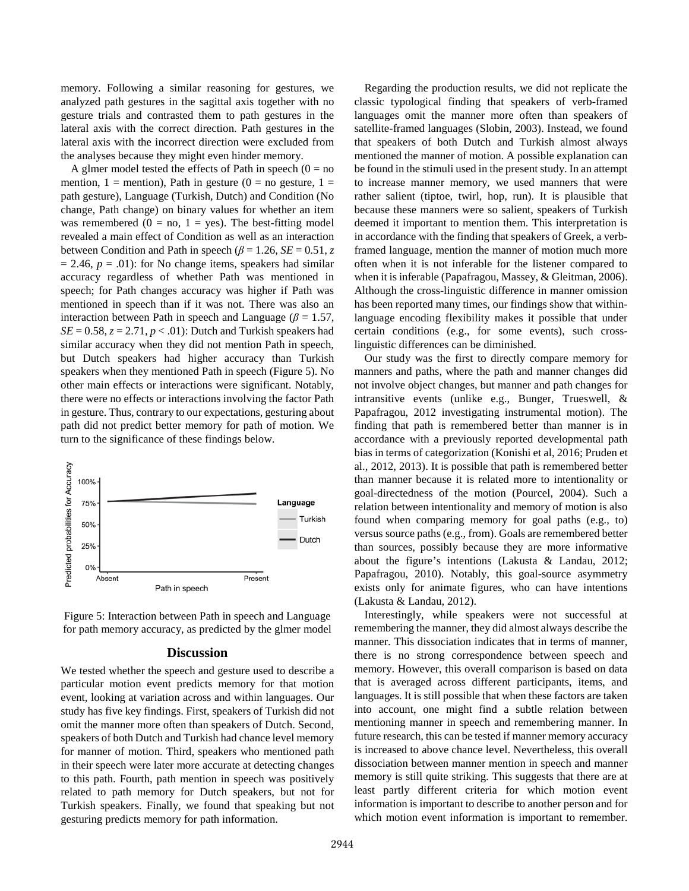memory. Following a similar reasoning for gestures, we analyzed path gestures in the sagittal axis together with no gesture trials and contrasted them to path gestures in the lateral axis with the correct direction. Path gestures in the lateral axis with the incorrect direction were excluded from the analyses because they might even hinder memory.

A glmer model tested the effects of Path in speech (0 = no mention, 1 = mention), Path in gesture (0 = no gesture, 1 = path gesture), Language (Turkish, Dutch) and Condition (No change, Path change) on binary values for whether an item was remembered (0 = no, 1 = yes). The best-fitting model revealed a main effect of Condition as well as an interaction between Condition and Path in speech ($\beta = 1.26$, $SE = 0.51$, $z = 2.46$, $p = .01$): for No change items, speakers had similar accuracy regardless of whether Path was mentioned in speech; for Path changes accuracy was higher if Path was mentioned in speech than if it was not. There was also an interaction between Path in speech and Language ($\beta = 1.57$, $SE = 0.58$, $z = 2.71$, $p < .01$): Dutch and Turkish speakers had similar accuracy when they did not mention Path in speech, but Dutch speakers had higher accuracy than Turkish speakers when they mentioned Path in speech (Figure 5). No other main effects or interactions were significant. Notably, there were no effects or interactions involving the factor Path in gesture. Thus, contrary to our expectations, gesturing about path did not predict better memory for path of motion. We turn to the significance of these findings below.

Figure 5: Interaction between Path in speech and Language for path memory accuracy, as predicted by the glmer model

## Discussion

We tested whether the speech and gesture used to describe a particular motion event predicts memory for that motion event, looking at variation across and within languages. Our study has five key findings. First, speakers of Turkish did not omit the manner more often than speakers of Dutch. Second, speakers of both Dutch and Turkish had chance level memory for manner of motion. Third, speakers who mentioned path in their speech were later more accurate at detecting changes to this path. Fourth, path mention in speech was positively related to path memory for Dutch speakers, but not for Turkish speakers. Finally, we found that speaking but not gesturing predicts memory for path information.

Regarding the production results, we did not replicate the classic typological finding that speakers of verb-framed languages omit the manner more often than speakers of satellite-framed languages (Slobin, 2003). Instead, we found that speakers of both Dutch and Turkish almost always mentioned the manner of motion. A possible explanation can be found in the stimuli used in the present study. In an attempt to increase manner memory, we used manners that were rather salient (tiptoe, twirl, hop, run). It is plausible that because these manners were so salient, speakers of Turkish deemed it important to mention them. This interpretation is in accordance with the finding that speakers of Greek, a verb-framed language, mention the manner of motion much more often when it is not inferable for the listener compared to when it is inferable (Papafragou, Massey, & Gleitman, 2006). Although the cross-linguistic difference in manner omission has been reported many times, our findings show that within-language encoding flexibility makes it possible that under certain conditions (e.g., for some events), such cross-linguistic differences can be diminished.

Our study was the first to directly compare memory for manners and paths, where the path and manner changes did not involve object changes, but manner and path changes for intransitive events (unlike e.g., Bunger, Trueswell, & Papafragou, 2012 investigating instrumental motion). The finding that path is remembered better than manner is in accordance with a previously reported developmental path bias in terms of categorization (Konishi et al, 2016; Pruden et al., 2012, 2013). It is possible that path is remembered better than manner because it is related more to intentionality or goal-directedness of the motion (Pourcel, 2004). Such a relation between intentionality and memory of motion is also found when comparing memory for goal paths (e.g., to) versus source paths (e.g., from). Goals are remembered better than sources, possibly because they are more informative about the figure's intentions (Lakusta & Landau, 2012; Papafragou, 2010). Notably, this goal-source asymmetry exists only for animate figures, who can have intentions (Lakusta & Landau, 2012).

Interestingly, while speakers were not successful at remembering the manner, they did almost always describe the manner. This dissociation indicates that in terms of manner, there is no strong correspondence between speech and memory. However, this overall comparison is based on data that is averaged across different participants, items, and languages. It is still possible that when these factors are taken into account, one might find a subtle relation between mentioning manner in speech and remembering manner. In future research, this can be tested if manner memory accuracy is increased to above chance level. Nevertheless, this overall dissociation between manner mention in speech and manner memory is still quite striking. This suggests that there are at least partly different criteria for which motion event information is important to describe to another person and for which motion event information is important to remember.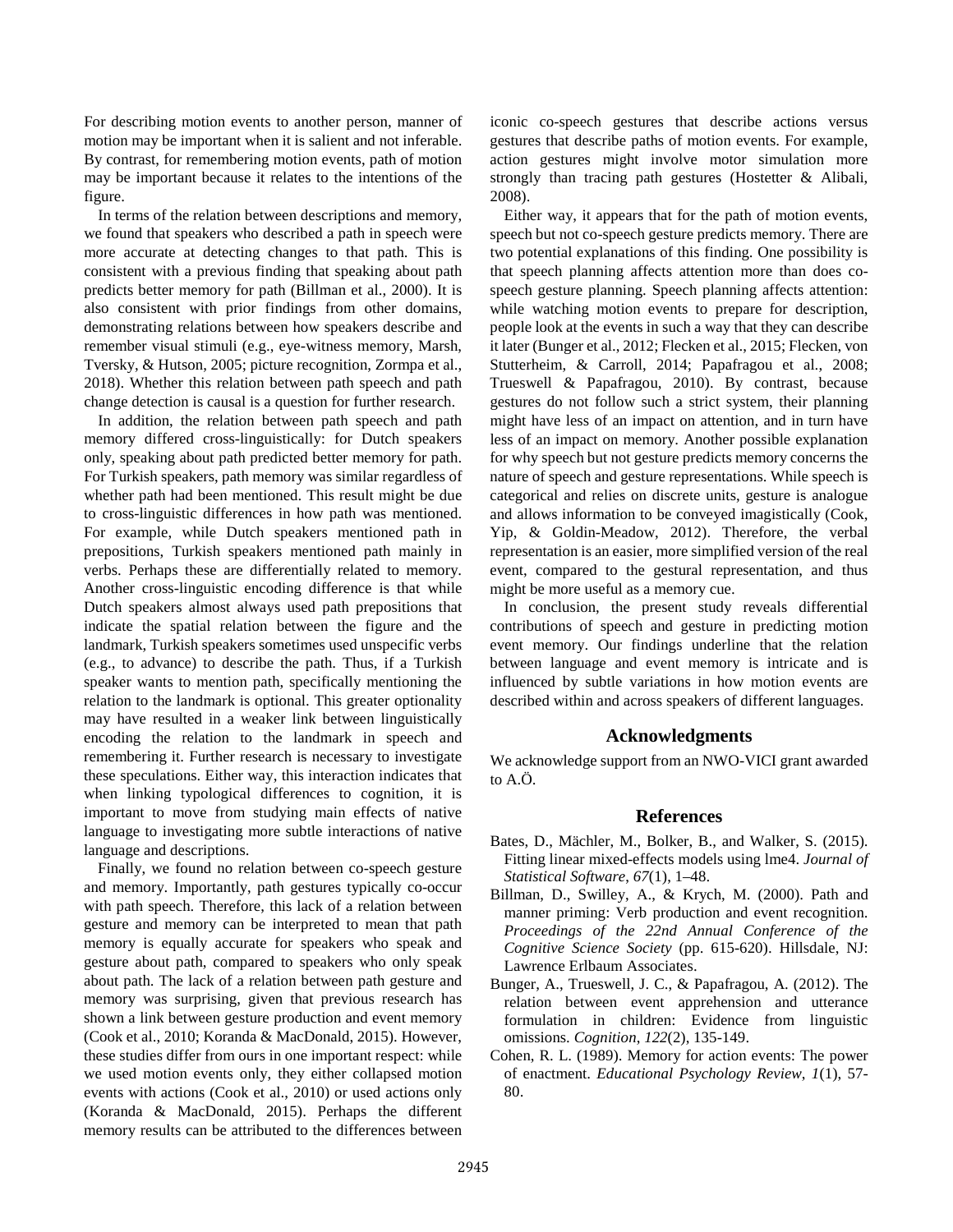For describing motion events to another person, manner of motion may be important when it is salient and not inferable. By contrast, for remembering motion events, path of motion may be important because it relates to the intentions of the figure.

In terms of the relation between descriptions and memory, we found that speakers who described a path in speech were more accurate at detecting changes to that path. This is consistent with a previous finding that speaking about path predicts better memory for path (Billman et al., 2000). It is also consistent with prior findings from other domains, demonstrating relations between how speakers describe and remember visual stimuli (e.g., eye-witness memory, Marsh, Tversky, & Hutson, 2005; picture recognition, Zormpa et al., 2018). Whether this relation between path speech and path change detection is causal is a question for further research.

In addition, the relation between path speech and path memory differed cross-linguistically: for Dutch speakers only, speaking about path predicted better memory for path. For Turkish speakers, path memory was similar regardless of whether path had been mentioned. This result might be due to cross-linguistic differences in how path was mentioned. For example, while Dutch speakers mentioned path in prepositions, Turkish speakers mentioned path mainly in verbs. Perhaps these are differentially related to memory. Another cross-linguistic encoding difference is that while Dutch speakers almost always used path prepositions that indicate the spatial relation between the figure and the landmark, Turkish speakers sometimes used unspecific verbs (e.g., to advance) to describe the path. Thus, if a Turkish speaker wants to mention path, specifically mentioning the relation to the landmark is optional. This greater optionality may have resulted in a weaker link between linguistically encoding the relation to the landmark in speech and remembering it. Further research is necessary to investigate these speculations. Either way, this interaction indicates that when linking typological differences to cognition, it is important to move from studying main effects of native language to investigating more subtle interactions of native language and descriptions.

Finally, we found no relation between co-speech gesture and memory. Importantly, path gestures typically co-occur with path speech. Therefore, this lack of a relation between gesture and memory can be interpreted to mean that path memory is equally accurate for speakers who speak and gesture about path, compared to speakers who only speak about path. The lack of a relation between path gesture and memory was surprising, given that previous research has shown a link between gesture production and event memory (Cook et al., 2010; Koranda & MacDonald, 2015). However, these studies differ from ours in one important respect: while we used motion events only, they either collapsed motion events with actions (Cook et al., 2010) or used actions only (Koranda & MacDonald, 2015). Perhaps the different memory results can be attributed to the differences between iconic co-speech gestures that describe actions versus gestures that describe paths of motion events. For example, action gestures might involve motor simulation more strongly than tracing path gestures (Hostetter & Alibali, 2008).

Either way, it appears that for the path of motion events, speech but not co-speech gesture predicts memory. There are two potential explanations of this finding. One possibility is that speech planning affects attention more than does co-speech gesture planning. Speech planning affects attention: while watching motion events to prepare for description, people look at the events in such a way that they can describe it later (Bunger et al., 2012; Flecken et al., 2015; Flecken, von Stutterheim, & Carroll, 2014; Papafragou et al., 2008; Trueswell & Papafragou, 2010). By contrast, because gestures do not follow such a strict system, their planning might have less of an impact on attention, and in turn have less of an impact on memory. Another possible explanation for why speech but not gesture predicts memory concerns the nature of speech and gesture representations. While speech is categorical and relies on discrete units, gesture is analogue and allows information to be conveyed imagistically (Cook, Yip, & Goldin-Meadow, 2012). Therefore, the verbal representation is an easier, more simplified version of the real event, compared to the gestural representation, and thus might be more useful as a memory cue.

In conclusion, the present study reveals differential contributions of speech and gesture in predicting motion event memory. Our findings underline that the relation between language and event memory is intricate and is influenced by subtle variations in how motion events are described within and across speakers of different languages.

## Acknowledgments

We acknowledge support from an NWO-VICI grant awarded to A.Ö.

## References

Bates, D., Mächler, M., Bolker, B., and Walker, S. (2015). Fitting linear mixed-effects models using lme4. *Journal of Statistical Software*, *67*(1), 1–48.

Billman, D., Swilley, A., & Krych, M. (2000). Path and manner priming: Verb production and event recognition. *Proceedings of the 22nd Annual Conference of the Cognitive Science Society* (pp. 615-620). Hillsdale, NJ: Lawrence Erlbaum Associates.

Bunger, A., Trueswell, J. C., & Papafragou, A. (2012). The relation between event apprehension and utterance formulation in children: Evidence from linguistic omissions. *Cognition*, *122*(2), 135-149.

Cohen, R. L. (1989). Memory for action events: The power of enactment. *Educational Psychology Review*, *1*(1), 57-80.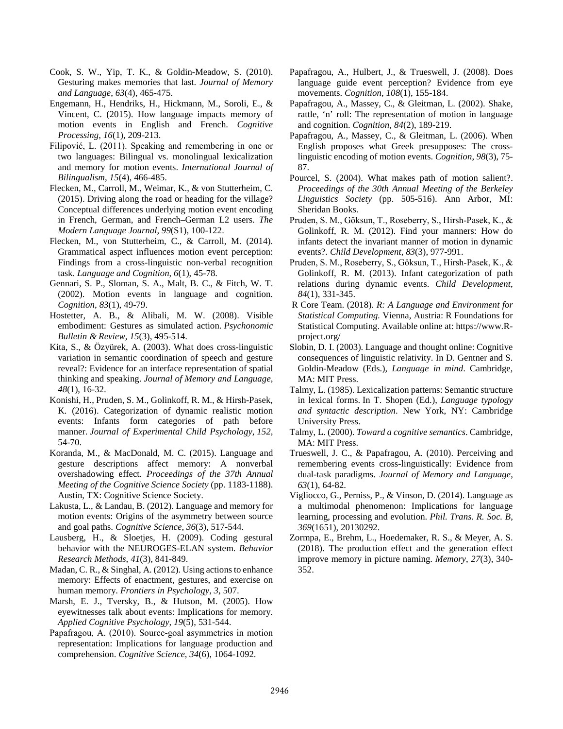Cook, S. W., Yip, T. K., & Goldin-Meadow, S. (2010). Gesturing makes memories that last. *Journal of Memory and Language*, *63*(4), 465-475.

Engemann, H., Hendriks, H., Hickmann, M., Soroli, E., & Vincent, C. (2015). How language impacts memory of motion events in English and French. *Cognitive Processing*, *16*(1), 209-213.

Filipović, L. (2011). Speaking and remembering in one or two languages: Bilingual vs. monolingual lexicalization and memory for motion events. *International Journal of Bilingualism*, *15*(4), 466-485.

Flecken, M., Carroll, M., Weimar, K., & von Stutterheim, C. (2015). Driving along the road or heading for the village? Conceptual differences underlying motion event encoding in French, German, and French–German L2 users. *The Modern Language Journal*, *99*(S1), 100-122.

Flecken, M., von Stutterheim, C., & Carroll, M. (2014). Grammatical aspect influences motion event perception: Findings from a cross-linguistic non-verbal recognition task. *Language and Cognition*, *6*(1), 45-78.

Gennari, S. P., Sloman, S. A., Malt, B. C., & Fitch, W. T. (2002). Motion events in language and cognition. *Cognition*, *83*(1), 49-79.

Hostetter, A. B., & Alibali, M. W. (2008). Visible embodiment: Gestures as simulated action. *Psychonomic Bulletin & Review*, *15*(3), 495-514.

Kita, S., & Özyürek, A. (2003). What does cross-linguistic variation in semantic coordination of speech and gesture reveal?: Evidence for an interface representation of spatial thinking and speaking. *Journal of Memory and Language*, *48*(1), 16-32.

Konishi, H., Pruden, S. M., Golinkoff, R. M., & Hirsh-Pasek, K. (2016). Categorization of dynamic realistic motion events: Infants form categories of path before manner. *Journal of Experimental Child Psychology*, *152*, 54-70.

Koranda, M., & MacDonald, M. C. (2015). Language and gesture descriptions affect memory: A nonverbal overshadowing effect. *Proceedings of the 37th Annual Meeting of the Cognitive Science Society* (pp. 1183-1188). Austin, TX: Cognitive Science Society.

Lakusta, L., & Landau, B. (2012). Language and memory for motion events: Origins of the asymmetry between source and goal paths. *Cognitive Science*, *36*(3), 517-544.

Lausberg, H., & Sloetjes, H. (2009). Coding gestural behavior with the NEUROGES-ELAN system. *Behavior Research Methods*, *41*(3), 841-849.

Madan, C. R., & Singhal, A. (2012). Using actions to enhance memory: Effects of enactment, gestures, and exercise on human memory. *Frontiers in Psychology*, *3*, 507.

Marsh, E. J., Tversky, B., & Hutson, M. (2005). How eyewitnesses talk about events: Implications for memory. *Applied Cognitive Psychology, 19*(5), 531-544.

Papafragou, A. (2010). Source-goal asymmetries in motion representation: Implications for language production and comprehension. *Cognitive Science*, *34*(6), 1064-1092.

Papafragou, A., Hulbert, J., & Trueswell, J. (2008). Does language guide event perception? Evidence from eye movements. *Cognition*, *108*(1), 155-184.

Papafragou, A., Massey, C., & Gleitman, L. (2002). Shake, rattle, 'n' roll: The representation of motion in language and cognition. *Cognition*, *84*(2), 189-219.

Papafragou, A., Massey, C., & Gleitman, L. (2006). When English proposes what Greek presupposes: The cross-linguistic encoding of motion events. *Cognition, 98*(3), 75-87.

Pourcel, S. (2004). What makes path of motion salient?. *Proceedings of the 30th Annual Meeting of the Berkeley Linguistics Society* (pp. 505-516). Ann Arbor, MI: Sheridan Books.

Pruden, S. M., Göksun, T., Roseberry, S., Hirsh-Pasek, K., & Golinkoff, R. M. (2012). Find your manners: How do infants detect the invariant manner of motion in dynamic events?. *Child Development*, *83*(3), 977-991.

Pruden, S. M., Roseberry, S., Göksun, T., Hirsh-Pasek, K., & Golinkoff, R. M. (2013). Infant categorization of path relations during dynamic events. *Child Development*, *84*(1), 331-345.

R Core Team. (2018). *R: A Language and Environment for Statistical Computing.* Vienna, Austria: R Foundations for Statistical Computing. Available online at: https://www.R-project.org/

Slobin, D. I. (2003). Language and thought online: Cognitive consequences of linguistic relativity. In D. Gentner and S. Goldin-Meadow (Eds.), *Language in mind*. Cambridge, MA: MIT Press.

Talmy, L. (1985). Lexicalization patterns: Semantic structure in lexical forms. In T. Shopen (Ed.), *Language typology and syntactic description*. New York, NY: Cambridge University Press.

Talmy, L. (2000). *Toward a cognitive semantics*. Cambridge, MA: MIT Press.

Trueswell, J. C., & Papafragou, A. (2010). Perceiving and remembering events cross-linguistically: Evidence from dual-task paradigms. *Journal of Memory and Language*, *63*(1), 64-82.

Vigliocco, G., Perniss, P., & Vinson, D. (2014). Language as a multimodal phenomenon: Implications for language learning, processing and evolution. *Phil. Trans. R. Soc. B*, *369*(1651), 20130292.

Zormpa, E., Brehm, L., Hoedemaker, R. S., & Meyer, A. S. (2018). The production effect and the generation effect improve memory in picture naming. *Memory*, *27*(3), 340-352.